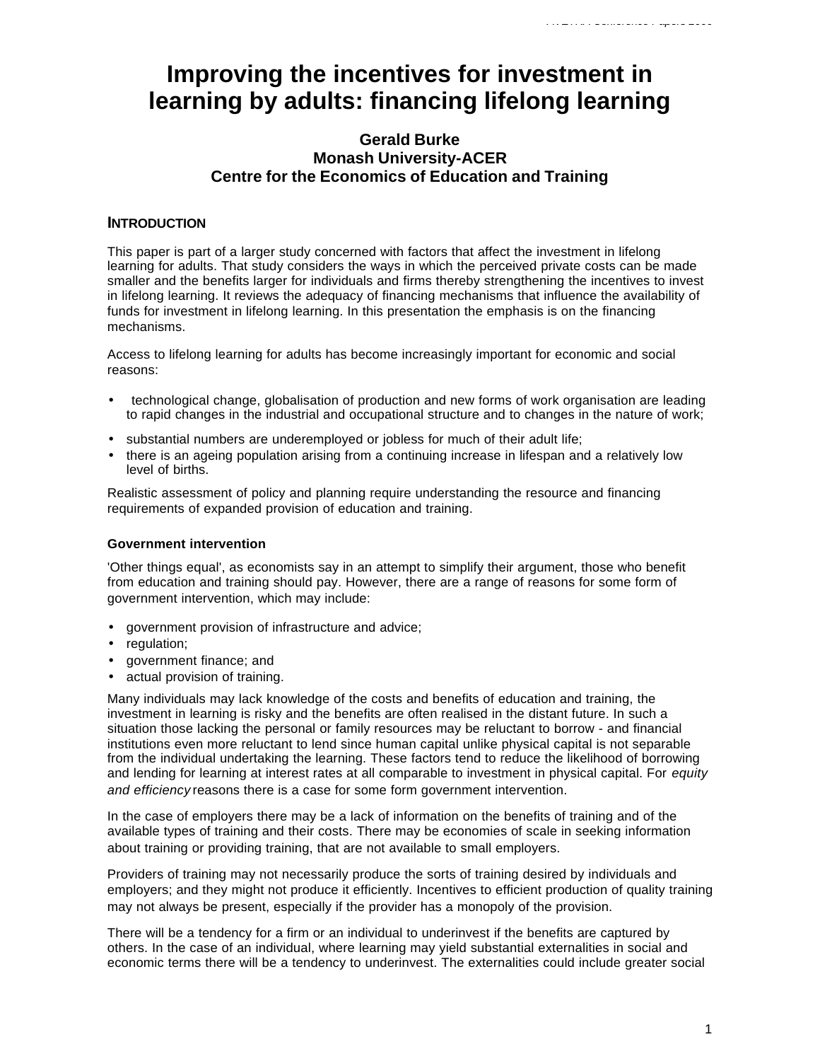# Improving the incentives for investment in learning by adults: financing lifelong learning

**Gerald Burke**
**Monash University-ACER**
**Centre for the Economics of Education and Training**

## INTRODUCTION

This paper is part of a larger study concerned with factors that affect the investment in lifelong learning for adults. That study considers the ways in which the perceived private costs can be made smaller and the benefits larger for individuals and firms thereby strengthening the incentives to invest in lifelong learning. It reviews the adequacy of financing mechanisms that influence the availability of funds for investment in lifelong learning. In this presentation the emphasis is on the financing mechanisms.

Access to lifelong learning for adults has become increasingly important for economic and social reasons:

- technological change, globalisation of production and new forms of work organisation are leading to rapid changes in the industrial and occupational structure and to changes in the nature of work;
- substantial numbers are underemployed or jobless for much of their adult life;
- there is an ageing population arising from a continuing increase in lifespan and a relatively low level of births.

Realistic assessment of policy and planning require understanding the resource and financing requirements of expanded provision of education and training.

### Government intervention

'Other things equal', as economists say in an attempt to simplify their argument, those who benefit from education and training should pay. However, there are a range of reasons for some form of government intervention, which may include:

- government provision of infrastructure and advice;
- regulation;
- government finance; and
- actual provision of training.

Many individuals may lack knowledge of the costs and benefits of education and training, the investment in learning is risky and the benefits are often realised in the distant future. In such a situation those lacking the personal or family resources may be reluctant to borrow - and financial institutions even more reluctant to lend since human capital unlike physical capital is not separable from the individual undertaking the learning. These factors tend to reduce the likelihood of borrowing and lending for learning at interest rates at all comparable to investment in physical capital. For *equity and efficiency* reasons there is a case for some form government intervention.

In the case of employers there may be a lack of information on the benefits of training and of the available types of training and their costs. There may be economies of scale in seeking information about training or providing training, that are not available to small employers.

Providers of training may not necessarily produce the sorts of training desired by individuals and employers; and they might not produce it efficiently. Incentives to efficient production of quality training may not always be present, especially if the provider has a monopoly of the provision.

There will be a tendency for a firm or an individual to underinvest if the benefits are captured by others. In the case of an individual, where learning may yield substantial externalities in social and economic terms there will be a tendency to underinvest. The externalities could include greater social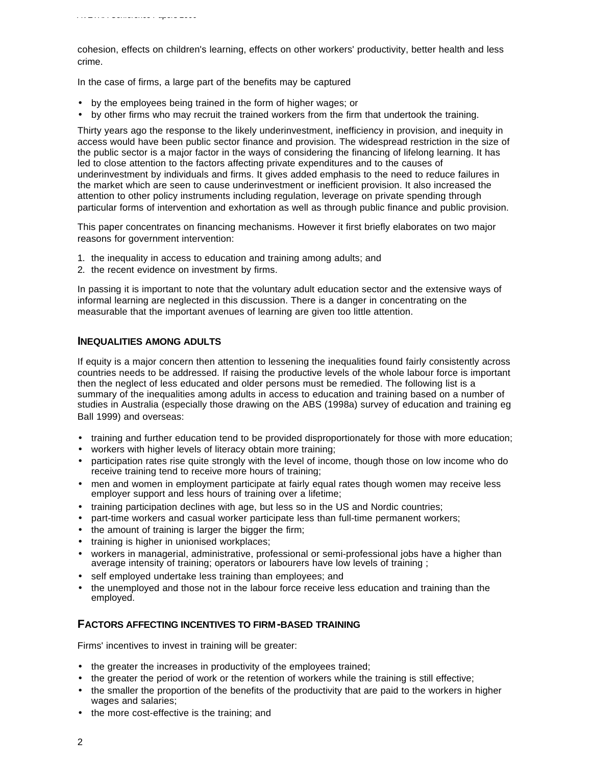cohesion, effects on children's learning, effects on other workers' productivity, better health and less crime.

In the case of firms, a large part of the benefits may be captured

- by the employees being trained in the form of higher wages; or
- by other firms who may recruit the trained workers from the firm that undertook the training.

Thirty years ago the response to the likely underinvestment, inefficiency in provision, and inequity in access would have been public sector finance and provision. The widespread restriction in the size of the public sector is a major factor in the ways of considering the financing of lifelong learning. It has led to close attention to the factors affecting private expenditures and to the causes of underinvestment by individuals and firms. It gives added emphasis to the need to reduce failures in the market which are seen to cause underinvestment or inefficient provision. It also increased the attention to other policy instruments including regulation, leverage on private spending through particular forms of intervention and exhortation as well as through public finance and public provision.

This paper concentrates on financing mechanisms. However it first briefly elaborates on two major reasons for government intervention:

1. the inequality in access to education and training among adults; and
2. the recent evidence on investment by firms.

In passing it is important to note that the voluntary adult education sector and the extensive ways of informal learning are neglected in this discussion. There is a danger in concentrating on the measurable that the important avenues of learning are given too little attention.

## INEQUALITIES AMONG ADULTS

If equity is a major concern then attention to lessening the inequalities found fairly consistently across countries needs to be addressed. If raising the productive levels of the whole labour force is important then the neglect of less educated and older persons must be remedied. The following list is a summary of the inequalities among adults in access to education and training based on a number of studies in Australia (especially those drawing on the ABS (1998a) survey of education and training eg Ball 1999) and overseas:

- training and further education tend to be provided disproportionately for those with more education;
- workers with higher levels of literacy obtain more training;
- participation rates rise quite strongly with the level of income, though those on low income who do receive training tend to receive more hours of training;
- men and women in employment participate at fairly equal rates though women may receive less employer support and less hours of training over a lifetime;
- training participation declines with age, but less so in the US and Nordic countries;
- part-time workers and casual worker participate less than full-time permanent workers;
- the amount of training is larger the bigger the firm;
- training is higher in unionised workplaces;
- workers in managerial, administrative, professional or semi-professional jobs have a higher than average intensity of training; operators or labourers have low levels of training ;
- self employed undertake less training than employees; and
- the unemployed and those not in the labour force receive less education and training than the employed.

## FACTORS AFFECTING INCENTIVES TO FIRM-BASED TRAINING

Firms' incentives to invest in training will be greater:

- the greater the increases in productivity of the employees trained;
- the greater the period of work or the retention of workers while the training is still effective;
- the smaller the proportion of the benefits of the productivity that are paid to the workers in higher wages and salaries;
- the more cost-effective is the training; and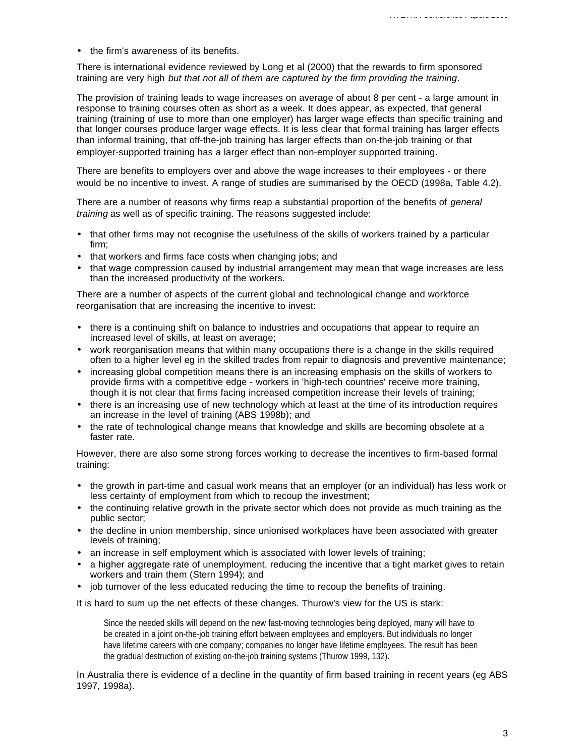- the firm's awareness of its benefits.

There is international evidence reviewed by Long et al (2000) that the rewards to firm sponsored training are very high *but that not all of them are captured by the firm providing the training*.

The provision of training leads to wage increases on average of about 8 per cent - a large amount in response to training courses often as short as a week. It does appear, as expected, that general training (training of use to more than one employer) has larger wage effects than specific training and that longer courses produce larger wage effects. It is less clear that formal training has larger effects than informal training, that off-the-job training has larger effects than on-the-job training or that employer-supported training has a larger effect than non-employer supported training.

There are benefits to employers over and above the wage increases to their employees - or there would be no incentive to invest. A range of studies are summarised by the OECD (1998a, Table 4.2).

There are a number of reasons why firms reap a substantial proportion of the benefits of *general training* as well as of specific training. The reasons suggested include:

- that other firms may not recognise the usefulness of the skills of workers trained by a particular firm;
- that workers and firms face costs when changing jobs; and
- that wage compression caused by industrial arrangement may mean that wage increases are less than the increased productivity of the workers.

There are a number of aspects of the current global and technological change and workforce reorganisation that are increasing the incentive to invest:

- there is a continuing shift on balance to industries and occupations that appear to require an increased level of skills, at least on average;
- work reorganisation means that within many occupations there is a change in the skills required often to a higher level eg in the skilled trades from repair to diagnosis and preventive maintenance;
- increasing global competition means there is an increasing emphasis on the skills of workers to provide firms with a competitive edge - workers in 'high-tech countries' receive more training, though it is not clear that firms facing increased competition increase their levels of training;
- there is an increasing use of new technology which at least at the time of its introduction requires an increase in the level of training (ABS 1998b); and
- the rate of technological change means that knowledge and skills are becoming obsolete at a faster rate.

However, there are also some strong forces working to decrease the incentives to firm-based formal training:

- the growth in part-time and casual work means that an employer (or an individual) has less work or less certainty of employment from which to recoup the investment;
- the continuing relative growth in the private sector which does not provide as much training as the public sector;
- the decline in union membership, since unionised workplaces have been associated with greater levels of training;
- an increase in self employment which is associated with lower levels of training;
- a higher aggregate rate of unemployment, reducing the incentive that a tight market gives to retain workers and train them (Stern 1994); and
- job turnover of the less educated reducing the time to recoup the benefits of training.

It is hard to sum up the net effects of these changes. Thurow's view for the US is stark:

> Since the needed skills will depend on the new fast-moving technologies being deployed, many will have to be created in a joint on-the-job training effort between employees and employers. But individuals no longer have lifetime careers with one company; companies no longer have lifetime employees. The result has been the gradual destruction of existing on-the-job training systems (Thurow 1999, 132).

In Australia there is evidence of a decline in the quantity of firm based training in recent years (eg ABS 1997, 1998a).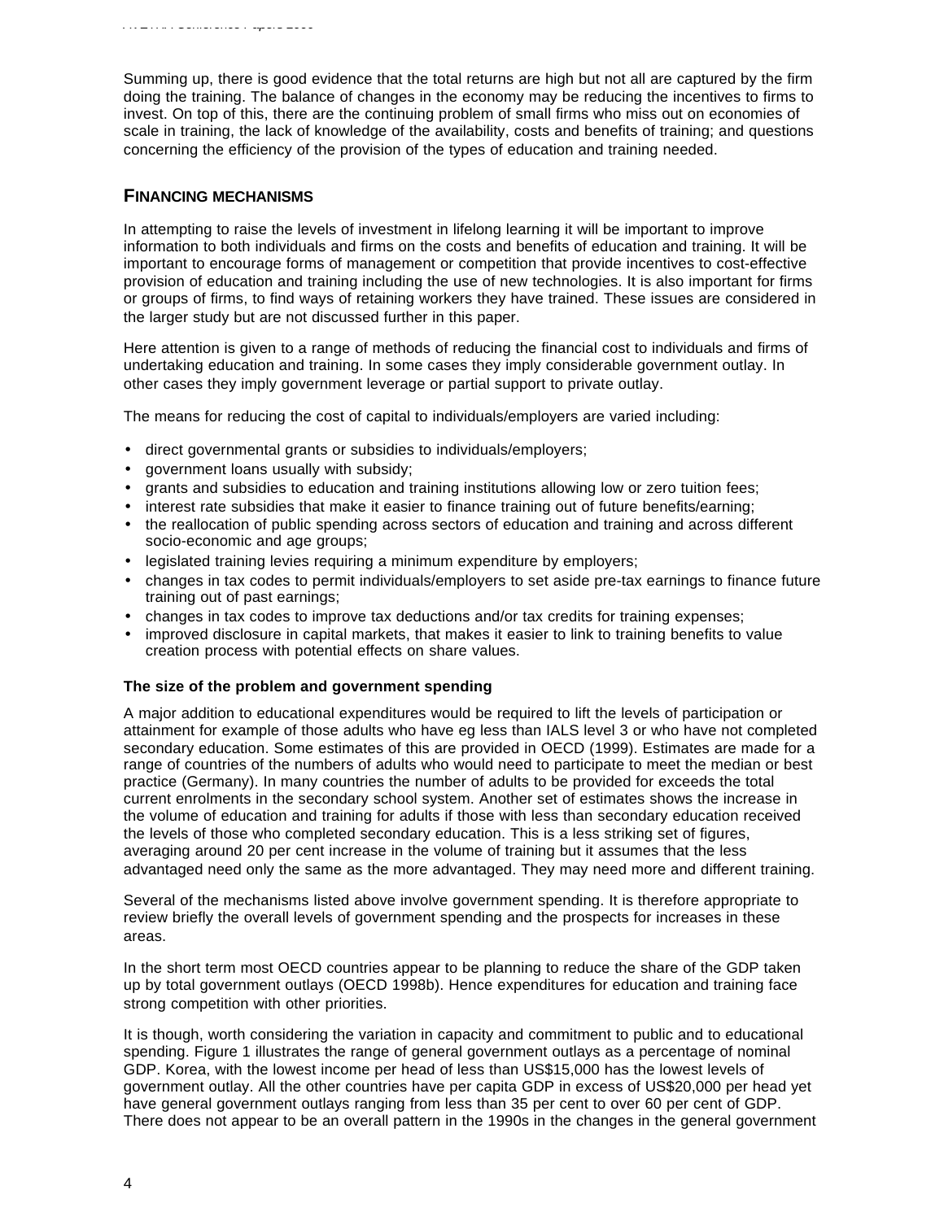Summing up, there is good evidence that the total returns are high but not all are captured by the firm doing the training. The balance of changes in the economy may be reducing the incentives to firms to invest. On top of this, there are the continuing problem of small firms who miss out on economies of scale in training, the lack of knowledge of the availability, costs and benefits of training; and questions concerning the efficiency of the provision of the types of education and training needed.

## FINANCING MECHANISMS

In attempting to raise the levels of investment in lifelong learning it will be important to improve information to both individuals and firms on the costs and benefits of education and training. It will be important to encourage forms of management or competition that provide incentives to cost-effective provision of education and training including the use of new technologies. It is also important for firms or groups of firms, to find ways of retaining workers they have trained. These issues are considered in the larger study but are not discussed further in this paper.

Here attention is given to a range of methods of reducing the financial cost to individuals and firms of undertaking education and training. In some cases they imply considerable government outlay. In other cases they imply government leverage or partial support to private outlay.

The means for reducing the cost of capital to individuals/employers are varied including:

- direct governmental grants or subsidies to individuals/employers;
- government loans usually with subsidy;
- grants and subsidies to education and training institutions allowing low or zero tuition fees;
- interest rate subsidies that make it easier to finance training out of future benefits/earning;
- the reallocation of public spending across sectors of education and training and across different socio-economic and age groups;
- legislated training levies requiring a minimum expenditure by employers;
- changes in tax codes to permit individuals/employers to set aside pre-tax earnings to finance future training out of past earnings;
- changes in tax codes to improve tax deductions and/or tax credits for training expenses;
- improved disclosure in capital markets, that makes it easier to link to training benefits to value creation process with potential effects on share values.

### The size of the problem and government spending

A major addition to educational expenditures would be required to lift the levels of participation or attainment for example of those adults who have eg less than IALS level 3 or who have not completed secondary education. Some estimates of this are provided in OECD (1999). Estimates are made for a range of countries of the numbers of adults who would need to participate to meet the median or best practice (Germany). In many countries the number of adults to be provided for exceeds the total current enrolments in the secondary school system. Another set of estimates shows the increase in the volume of education and training for adults if those with less than secondary education received the levels of those who completed secondary education. This is a less striking set of figures, averaging around 20 per cent increase in the volume of training but it assumes that the less advantaged need only the same as the more advantaged. They may need more and different training.

Several of the mechanisms listed above involve government spending. It is therefore appropriate to review briefly the overall levels of government spending and the prospects for increases in these areas.

In the short term most OECD countries appear to be planning to reduce the share of the GDP taken up by total government outlays (OECD 1998b). Hence expenditures for education and training face strong competition with other priorities.

It is though, worth considering the variation in capacity and commitment to public and to educational spending. Figure 1 illustrates the range of general government outlays as a percentage of nominal GDP. Korea, with the lowest income per head of less than US$15,000 has the lowest levels of government outlay. All the other countries have per capita GDP in excess of US$20,000 per head yet have general government outlays ranging from less than 35 per cent to over 60 per cent of GDP. There does not appear to be an overall pattern in the 1990s in the changes in the general government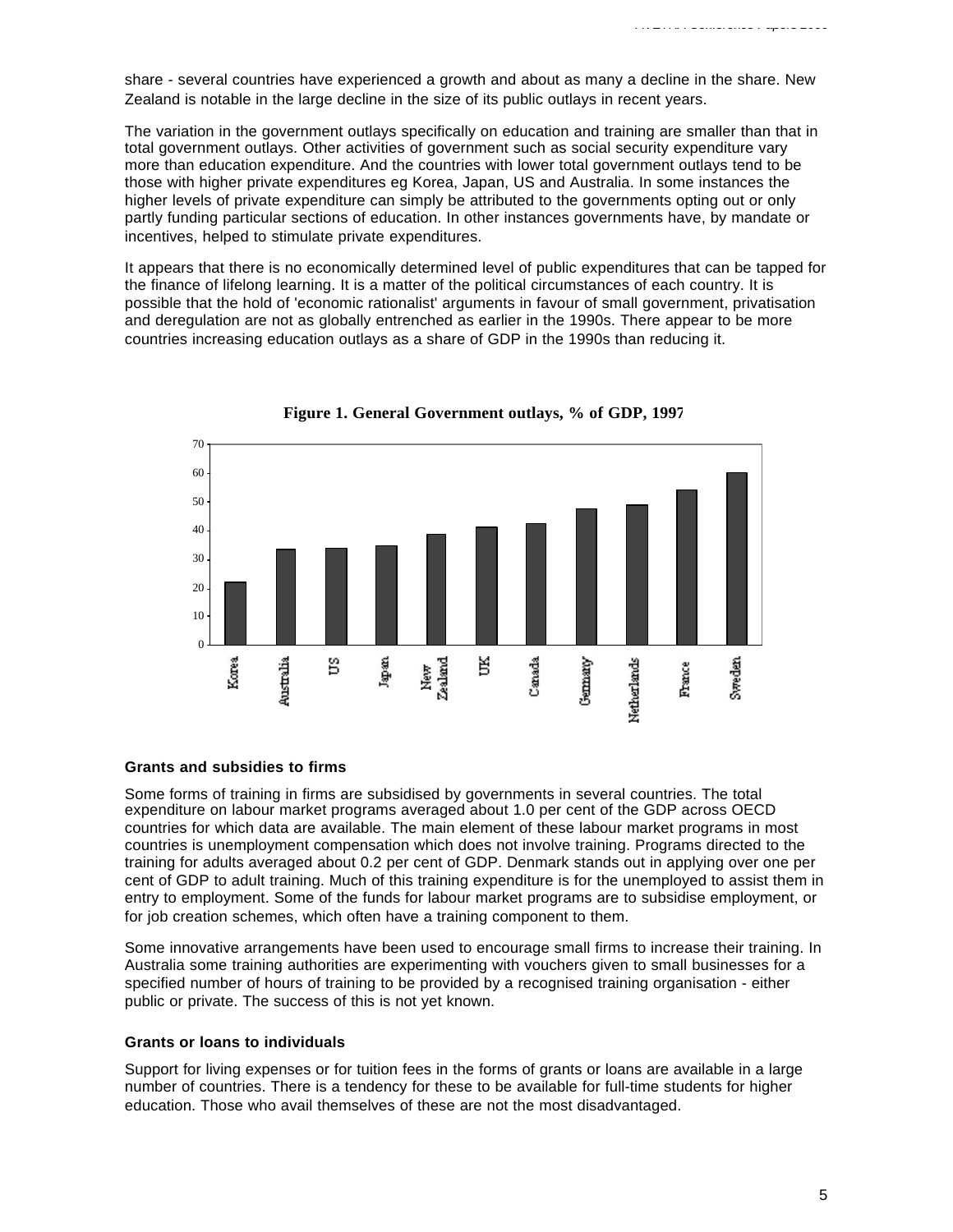share - several countries have experienced a growth and about as many a decline in the share. New Zealand is notable in the large decline in the size of its public outlays in recent years.

The variation in the government outlays specifically on education and training are smaller than that in total government outlays. Other activities of government such as social security expenditure vary more than education expenditure. And the countries with lower total government outlays tend to be those with higher private expenditures eg Korea, Japan, US and Australia. In some instances the higher levels of private expenditure can simply be attributed to the governments opting out or only partly funding particular sections of education. In other instances governments have, by mandate or incentives, helped to stimulate private expenditures.

It appears that there is no economically determined level of public expenditures that can be tapped for the finance of lifelong learning. It is a matter of the political circumstances of each country. It is possible that the hold of 'economic rationalist' arguments in favour of small government, privatisation and deregulation are not as globally entrenched as earlier in the 1990s. There appear to be more countries increasing education outlays as a share of GDP in the 1990s than reducing it.

**Figure 1. General Government outlays, % of GDP, 1997**

### Grants and subsidies to firms

Some forms of training in firms are subsidised by governments in several countries. The total expenditure on labour market programs averaged about 1.0 per cent of the GDP across OECD countries for which data are available. The main element of these labour market programs in most countries is unemployment compensation which does not involve training. Programs directed to the training for adults averaged about 0.2 per cent of GDP. Denmark stands out in applying over one per cent of GDP to adult training. Much of this training expenditure is for the unemployed to assist them in entry to employment. Some of the funds for labour market programs are to subsidise employment, or for job creation schemes, which often have a training component to them.

Some innovative arrangements have been used to encourage small firms to increase their training. In Australia some training authorities are experimenting with vouchers given to small businesses for a specified number of hours of training to be provided by a recognised training organisation - either public or private. The success of this is not yet known.

### Grants or loans to individuals

Support for living expenses or for tuition fees in the forms of grants or loans are available in a large number of countries. There is a tendency for these to be available for full-time students for higher education. Those who avail themselves of these are not the most disadvantaged.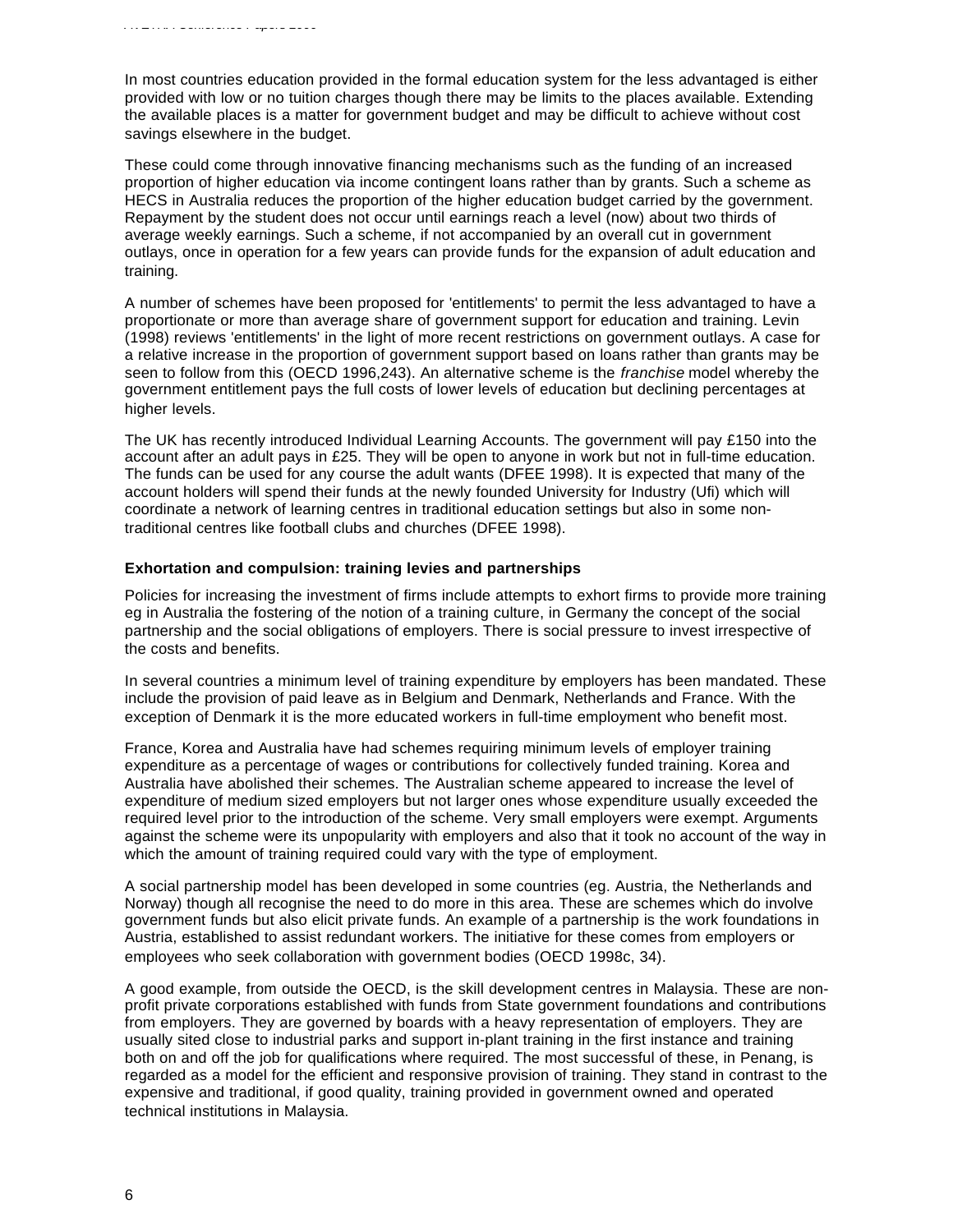In most countries education provided in the formal education system for the less advantaged is either provided with low or no tuition charges though there may be limits to the places available. Extending the available places is a matter for government budget and may be difficult to achieve without cost savings elsewhere in the budget.

These could come through innovative financing mechanisms such as the funding of an increased proportion of higher education via income contingent loans rather than by grants. Such a scheme as HECS in Australia reduces the proportion of the higher education budget carried by the government. Repayment by the student does not occur until earnings reach a level (now) about two thirds of average weekly earnings. Such a scheme, if not accompanied by an overall cut in government outlays, once in operation for a few years can provide funds for the expansion of adult education and training.

A number of schemes have been proposed for 'entitlements' to permit the less advantaged to have a proportionate or more than average share of government support for education and training. Levin (1998) reviews 'entitlements' in the light of more recent restrictions on government outlays. A case for a relative increase in the proportion of government support based on loans rather than grants may be seen to follow from this (OECD 1996,243). An alternative scheme is the *franchise* model whereby the government entitlement pays the full costs of lower levels of education but declining percentages at higher levels.

The UK has recently introduced Individual Learning Accounts. The government will pay £150 into the account after an adult pays in £25. They will be open to anyone in work but not in full-time education. The funds can be used for any course the adult wants (DFEE 1998). It is expected that many of the account holders will spend their funds at the newly founded University for Industry (Ufi) which will coordinate a network of learning centres in traditional education settings but also in some non-traditional centres like football clubs and churches (DFEE 1998).

### Exhortation and compulsion: training levies and partnerships

Policies for increasing the investment of firms include attempts to exhort firms to provide more training eg in Australia the fostering of the notion of a training culture, in Germany the concept of the social partnership and the social obligations of employers. There is social pressure to invest irrespective of the costs and benefits.

In several countries a minimum level of training expenditure by employers has been mandated. These include the provision of paid leave as in Belgium and Denmark, Netherlands and France. With the exception of Denmark it is the more educated workers in full-time employment who benefit most.

France, Korea and Australia have had schemes requiring minimum levels of employer training expenditure as a percentage of wages or contributions for collectively funded training. Korea and Australia have abolished their schemes. The Australian scheme appeared to increase the level of expenditure of medium sized employers but not larger ones whose expenditure usually exceeded the required level prior to the introduction of the scheme. Very small employers were exempt. Arguments against the scheme were its unpopularity with employers and also that it took no account of the way in which the amount of training required could vary with the type of employment.

A social partnership model has been developed in some countries (eg. Austria, the Netherlands and Norway) though all recognise the need to do more in this area. These are schemes which do involve government funds but also elicit private funds. An example of a partnership is the work foundations in Austria, established to assist redundant workers. The initiative for these comes from employers or employees who seek collaboration with government bodies (OECD 1998c, 34).

A good example, from outside the OECD, is the skill development centres in Malaysia. These are non-profit private corporations established with funds from State government foundations and contributions from employers. They are governed by boards with a heavy representation of employers. They are usually sited close to industrial parks and support in-plant training in the first instance and training both on and off the job for qualifications where required. The most successful of these, in Penang, is regarded as a model for the efficient and responsive provision of training. They stand in contrast to the expensive and traditional, if good quality, training provided in government owned and operated technical institutions in Malaysia.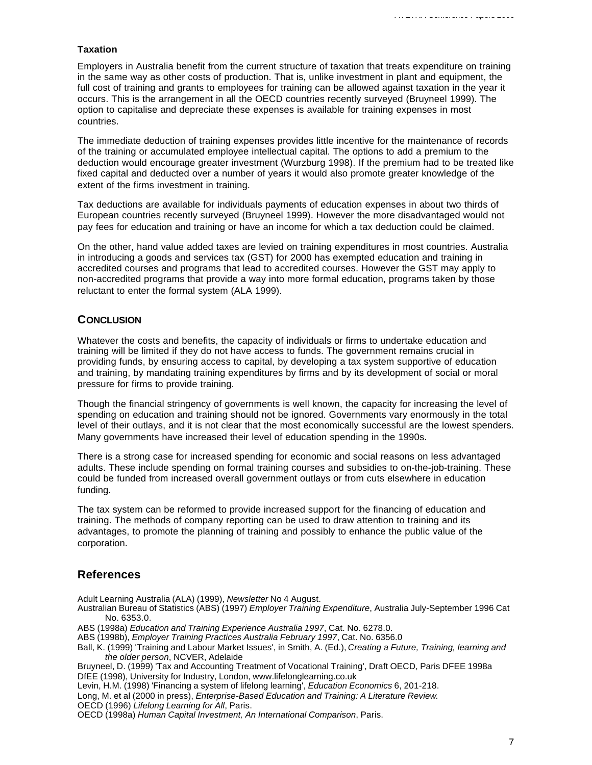### Taxation

Employers in Australia benefit from the current structure of taxation that treats expenditure on training in the same way as other costs of production. That is, unlike investment in plant and equipment, the full cost of training and grants to employees for training can be allowed against taxation in the year it occurs. This is the arrangement in all the OECD countries recently surveyed (Bruyneel 1999). The option to capitalise and depreciate these expenses is available for training expenses in most countries.

The immediate deduction of training expenses provides little incentive for the maintenance of records of the training or accumulated employee intellectual capital. The options to add a premium to the deduction would encourage greater investment (Wurzburg 1998). If the premium had to be treated like fixed capital and deducted over a number of years it would also promote greater knowledge of the extent of the firms investment in training.

Tax deductions are available for individuals payments of education expenses in about two thirds of European countries recently surveyed (Bruyneel 1999). However the more disadvantaged would not pay fees for education and training or have an income for which a tax deduction could be claimed.

On the other, hand value added taxes are levied on training expenditures in most countries. Australia in introducing a goods and services tax (GST) for 2000 has exempted education and training in accredited courses and programs that lead to accredited courses. However the GST may apply to non-accredited programs that provide a way into more formal education, programs taken by those reluctant to enter the formal system (ALA 1999).

## Conclusion

Whatever the costs and benefits, the capacity of individuals or firms to undertake education and training will be limited if they do not have access to funds. The government remains crucial in providing funds, by ensuring access to capital, by developing a tax system supportive of education and training, by mandating training expenditures by firms and by its development of social or moral pressure for firms to provide training.

Though the financial stringency of governments is well known, the capacity for increasing the level of spending on education and training should not be ignored. Governments vary enormously in the total level of their outlays, and it is not clear that the most economically successful are the lowest spenders. Many governments have increased their level of education spending in the 1990s.

There is a strong case for increased spending for economic and social reasons on less advantaged adults. These include spending on formal training courses and subsidies to on-the-job-training. These could be funded from increased overall government outlays or from cuts elsewhere in education funding.

The tax system can be reformed to provide increased support for the financing of education and training. The methods of company reporting can be used to draw attention to training and its advantages, to promote the planning of training and possibly to enhance the public value of the corporation.

## References

Adult Learning Australia (ALA) (1999), *Newsletter* No 4 August.

Australian Bureau of Statistics (ABS) (1997) *Employer Training Expenditure*, Australia July-September 1996 Cat No. 6353.0.

ABS (1998a) *Education and Training Experience Australia 1997*, Cat. No. 6278.0.

ABS (1998b), *Employer Training Practices Australia February 1997*, Cat. No. 6356.0

Ball, K. (1999) 'Training and Labour Market Issues', in Smith, A. (Ed.), *Creating a Future, Training, learning and the older person*, NCVER, Adelaide

Bruyneel, D. (1999) 'Tax and Accounting Treatment of Vocational Training', Draft OECD, Paris DFEE 1998a

DfEE (1998), University for Industry, London, www.lifelonglearning.co.uk

Levin, H.M. (1998) 'Financing a system of lifelong learning', *Education Economics* 6, 201-218.

Long, M. et al (2000 in press), *Enterprise-Based Education and Training: A Literature Review.*

OECD (1996) *Lifelong Learning for All*, Paris.

OECD (1998a) *Human Capital Investment, An International Comparison*, Paris.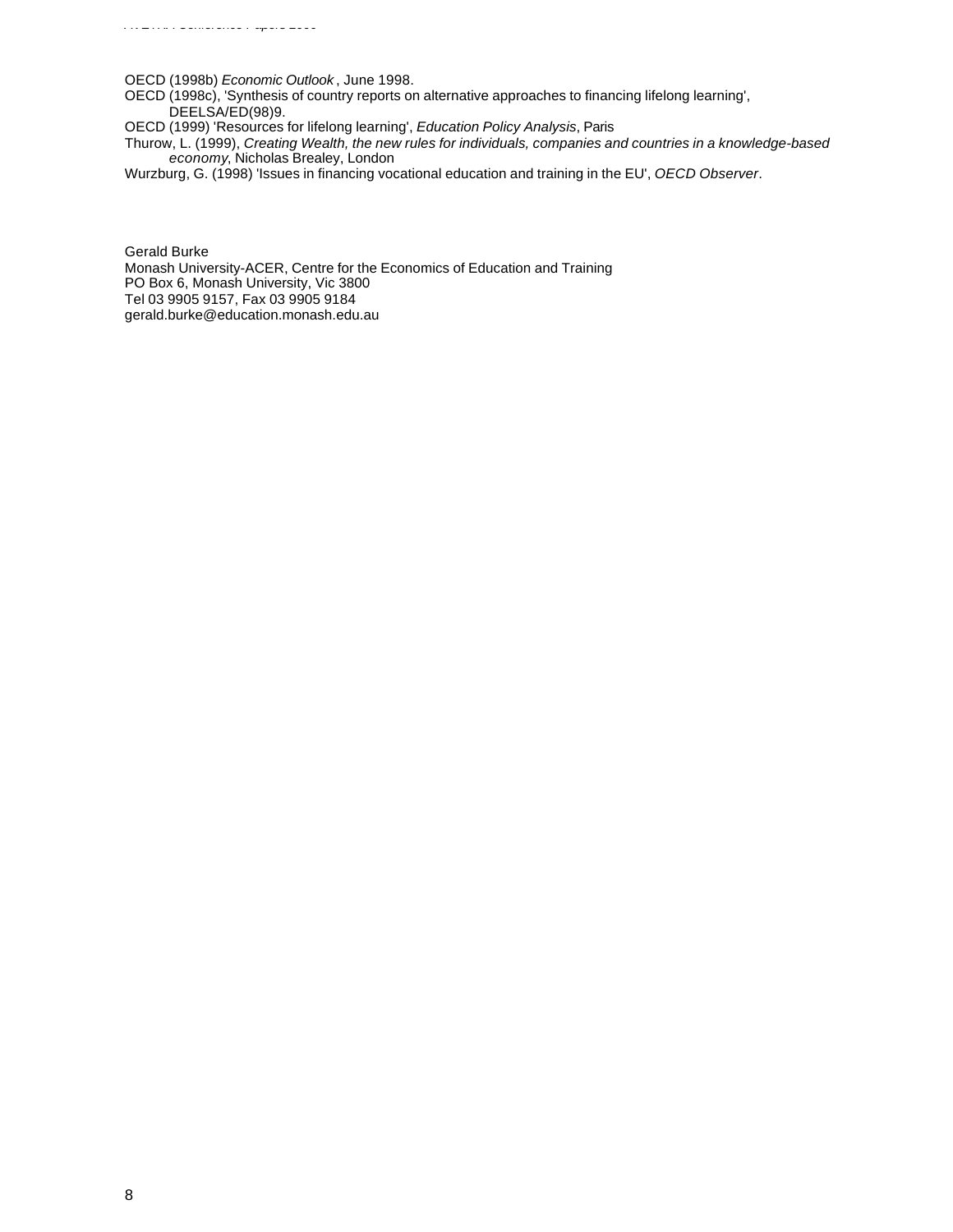OECD (1998b) *Economic Outlook* , June 1998.

OECD (1998c), 'Synthesis of country reports on alternative approaches to financing lifelong learning', DEELSA/ED(98)9.

OECD (1999) 'Resources for lifelong learning', *Education Policy Analysis*, Paris

Thurow, L. (1999), *Creating Wealth, the new rules for individuals, companies and countries in a knowledge-based economy*, Nicholas Brealey, London

Wurzburg, G. (1998) 'Issues in financing vocational education and training in the EU', *OECD Observer*.

Gerald Burke
Monash University-ACER, Centre for the Economics of Education and Training
PO Box 6, Monash University, Vic 3800
Tel 03 9905 9157, Fax 03 9905 9184
gerald.burke@education.monash.edu.au